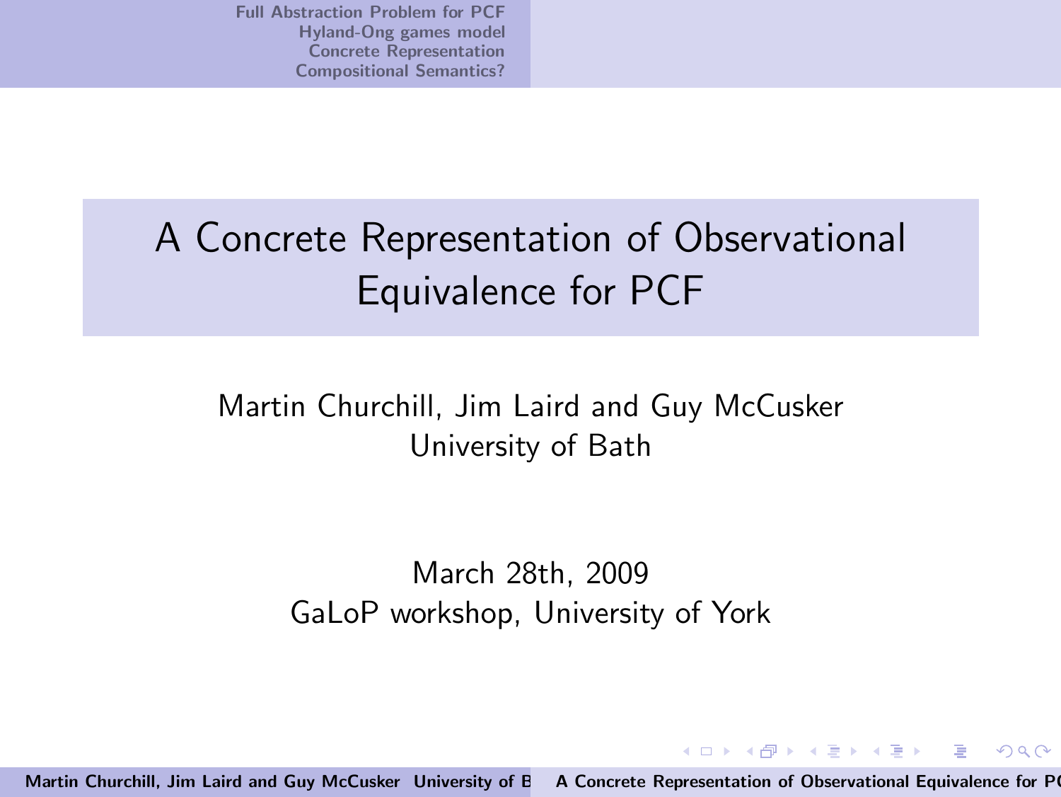# A Concrete Representation of Observational Equivalence for PCF

Martin Churchill, Jim Laird and Guy McCusker
University of Bath

March 28th, 2009
GaLoP workshop, University of York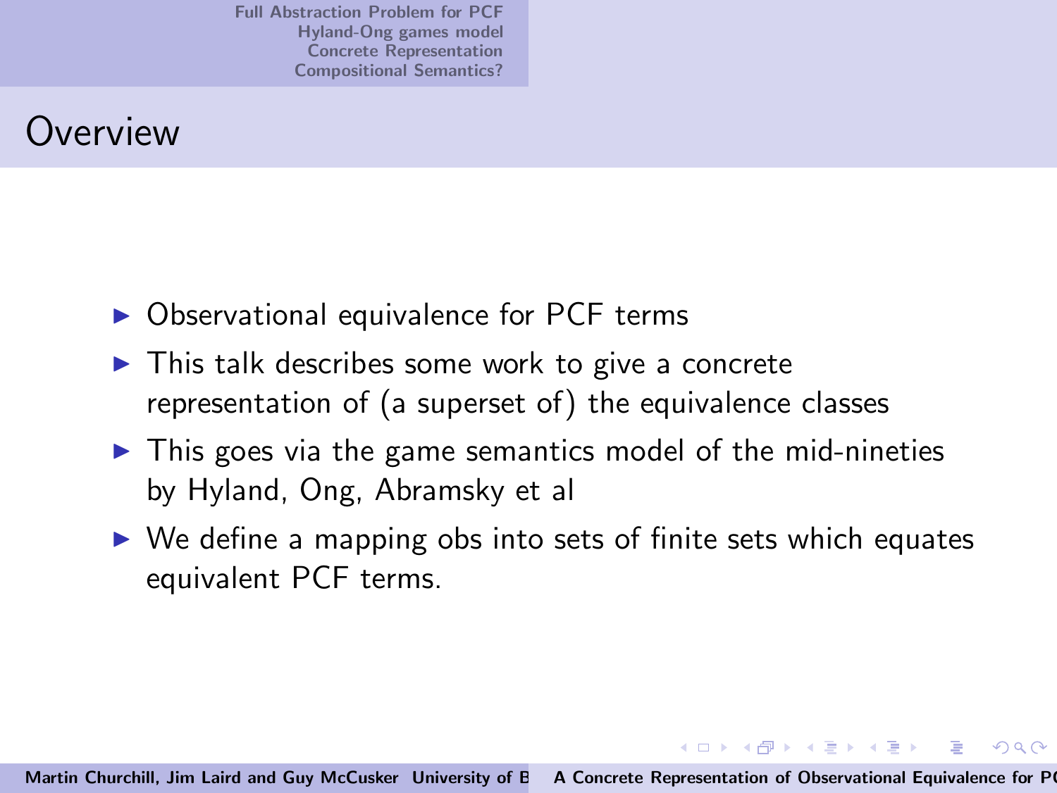# Overview

- Observational equivalence for PCF terms
- This talk describes some work to give a concrete representation of (a superset of) the equivalence classes
- This goes via the game semantics model of the mid-nineties by Hyland, Ong, Abramsky et al
- We define a mapping obs into sets of finite sets which equates equivalent PCF terms.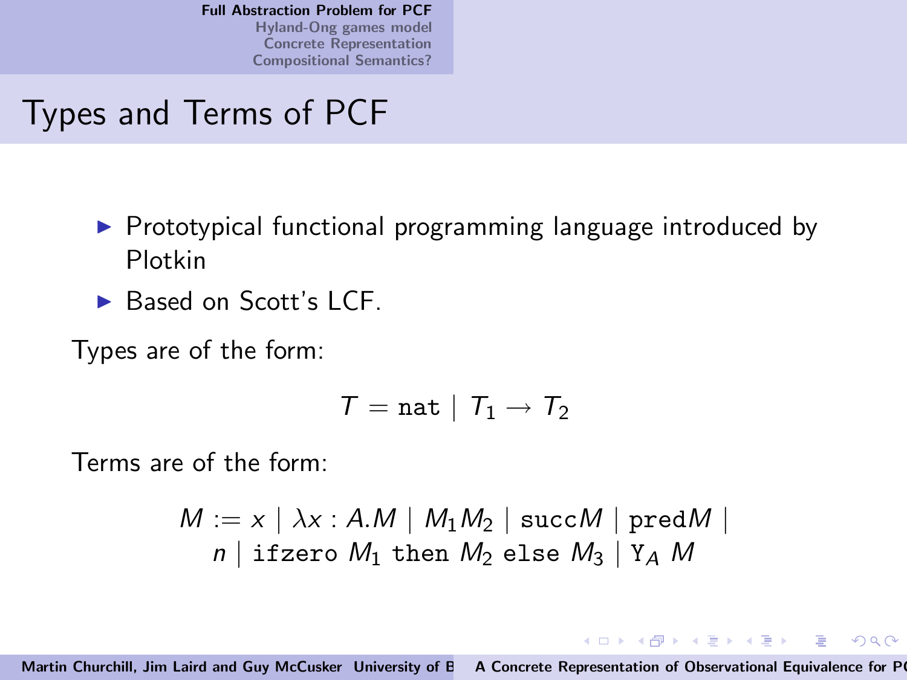# Types and Terms of PCF

- Prototypical functional programming language introduced by Plotkin
- Based on Scott's LCF.

Types are of the form:

$$T = \mathtt{nat} \mid T_1 \to T_2$$

Terms are of the form:

$$M := x \mid \lambda x : A.M \mid M_1 M_2 \mid \mathtt{succ} M \mid \mathtt{pred} M \mid$$
$$n \mid \mathtt{ifzero}\ M_1\ \mathtt{then}\ M_2\ \mathtt{else}\ M_3 \mid \mathtt{Y}_A\ M$$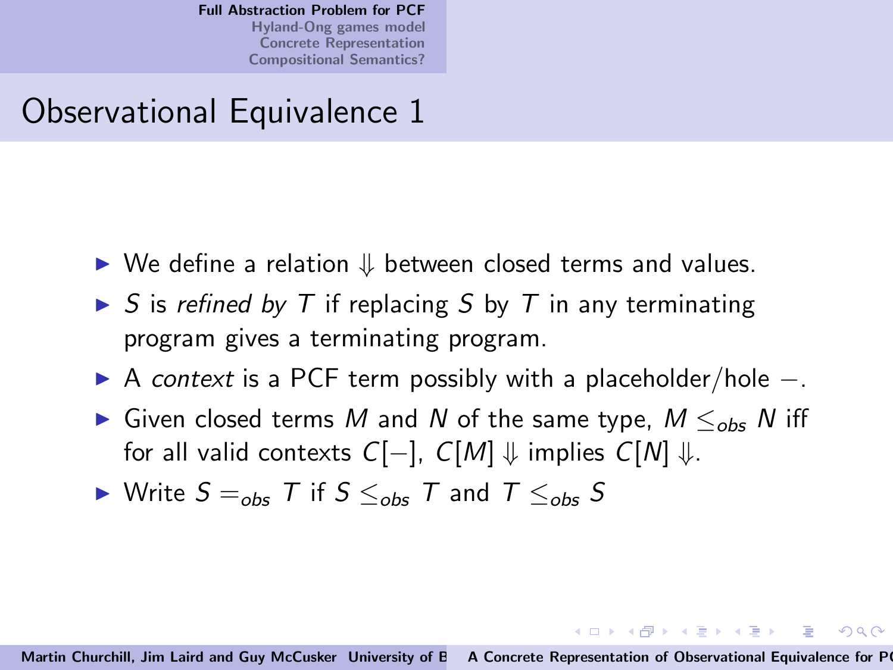# Observational Equivalence 1

- We define a relation $\Downarrow$ between closed terms and values.
- $S$ is *refined by* $T$ if replacing $S$ by $T$ in any terminating program gives a terminating program.
- A *context* is a PCF term possibly with a placeholder/hole $-$.
- Given closed terms $M$ and $N$ of the same type, $M \leq_{obs} N$ iff for all valid contexts $C[-]$, $C[M] \Downarrow$ implies $C[N] \Downarrow$.
- Write $S =_{obs} T$ if $S \leq_{obs} T$ and $T \leq_{obs} S$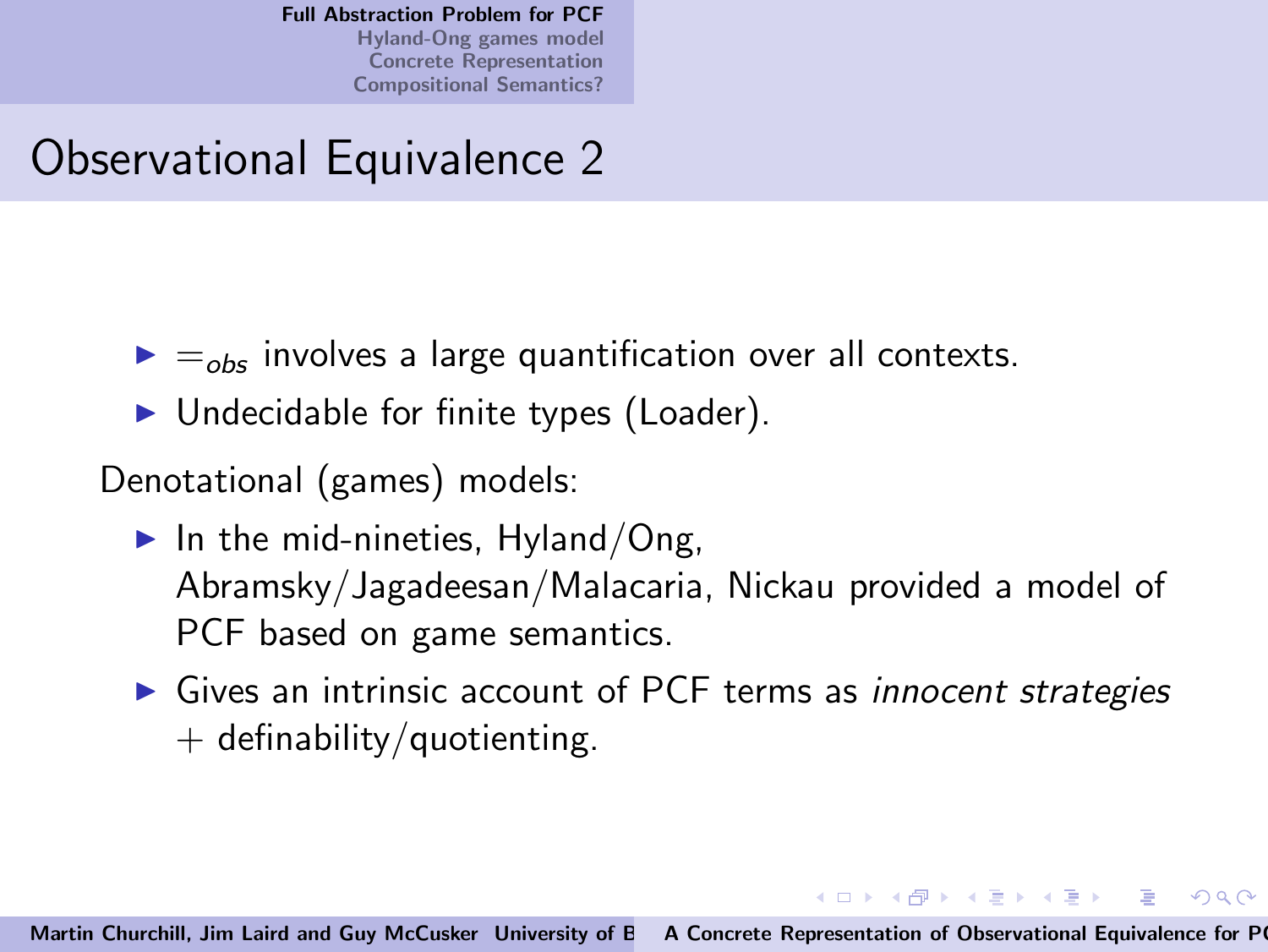# Observational Equivalence 2

- $=_{obs}$ involves a large quantification over all contexts.
- Undecidable for finite types (Loader).

Denotational (games) models:

- In the mid-nineties, Hyland/Ong, Abramsky/Jagadeesan/Malacaria, Nickau provided a model of PCF based on game semantics.
- Gives an intrinsic account of PCF terms as *innocent strategies* + definability/quotienting.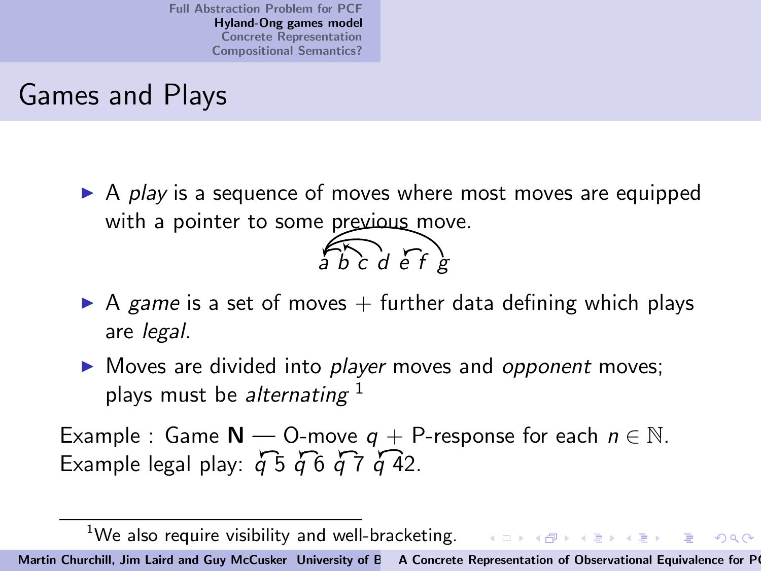# Games and Plays

- A *play* is a sequence of moves where most moves are equipped with a pointer to some previous move.

$$a\ b\ c\ d\ e\ f\ g$$

- A *game* is a set of moves + further data defining which plays are *legal*.
- Moves are divided into *player* moves and *opponent* moves; plays must be *alternating* [1]

Example : Game **N** — O-move $q$ + P-response for each $n \in \mathbb{N}$.
Example legal play: $q\ 5\ q\ 6\ q\ 7\ q\ 42$.

[1] We also require visibility and well-bracketing.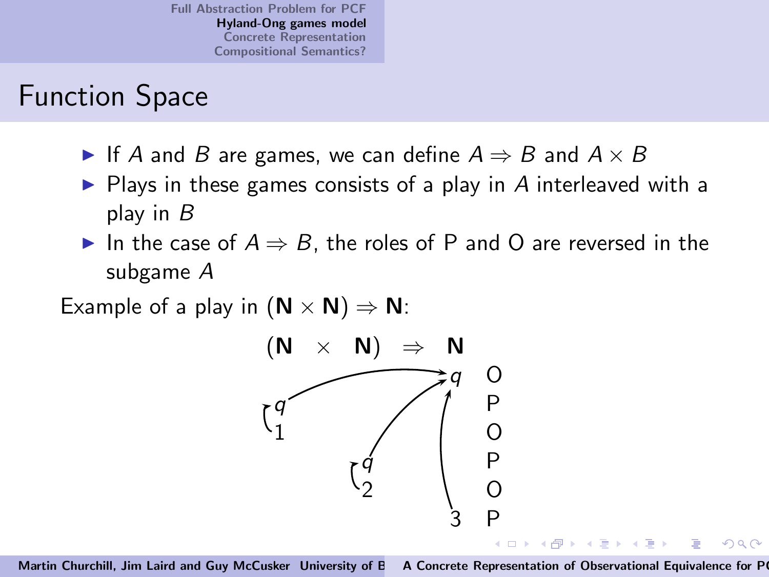# Function Space

- If $A$ and $B$ are games, we can define $A \Rightarrow B$ and $A \times B$
- Plays in these games consists of a play in $A$ interleaved with a play in $B$
- In the case of $A \Rightarrow B$, the roles of P and O are reversed in the subgame $A$

Example of a play in $(\mathbf{N} \times \mathbf{N}) \Rightarrow \mathbf{N}$:

| $(\mathbf{N}$ | $\times$ | $\mathbf{N})$ | $\Rightarrow$ | $\mathbf{N}$ | |
|---|---|---|---|---|---|
| | | | | $q$ | O |
| $q$ | | | | | P |
| 1 | | | | | O |
| | | $q$ | | | P |
| | | 2 | | | O |
| | | | | 3 | P |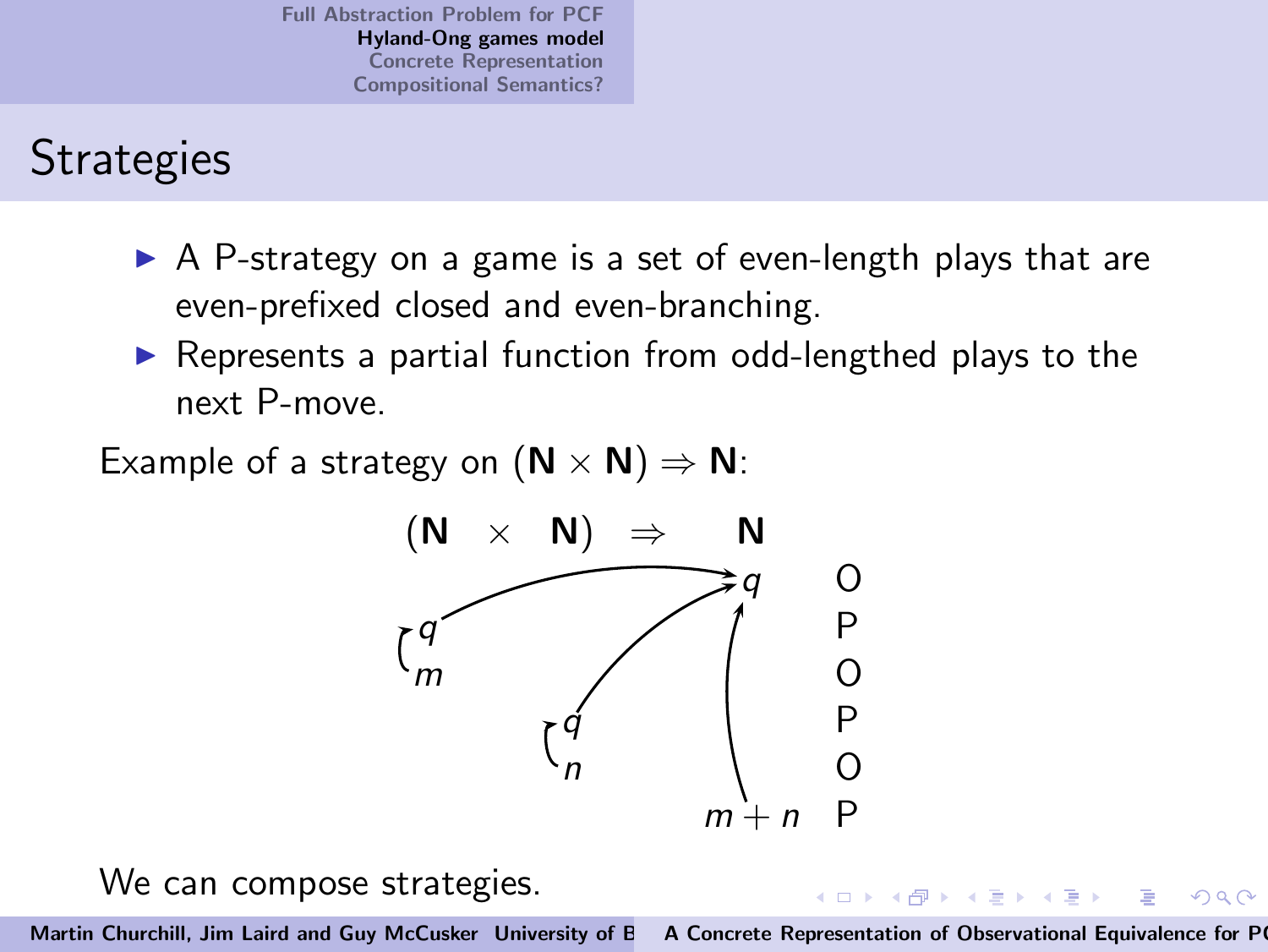# Strategies

- A P-strategy on a game is a set of even-length plays that are even-prefixed closed and even-branching.
- Represents a partial function from odd-lengthed plays to the next P-move.

Example of a strategy on $(\mathbf{N} \times \mathbf{N}) \Rightarrow \mathbf{N}$:

| $(\mathbf{N}$ | $\times$ | $\mathbf{N})$ | $\Rightarrow$ | $\mathbf{N}$ | |
|---|---|---|---|---|---|
| | | | | $q$ | O |
| $q$ | | | | | P |
| $m$ | | | | | O |
| | | $q$ | | | P |
| | | $n$ | | | O |
| | | | | $m+n$ | P |

We can compose strategies.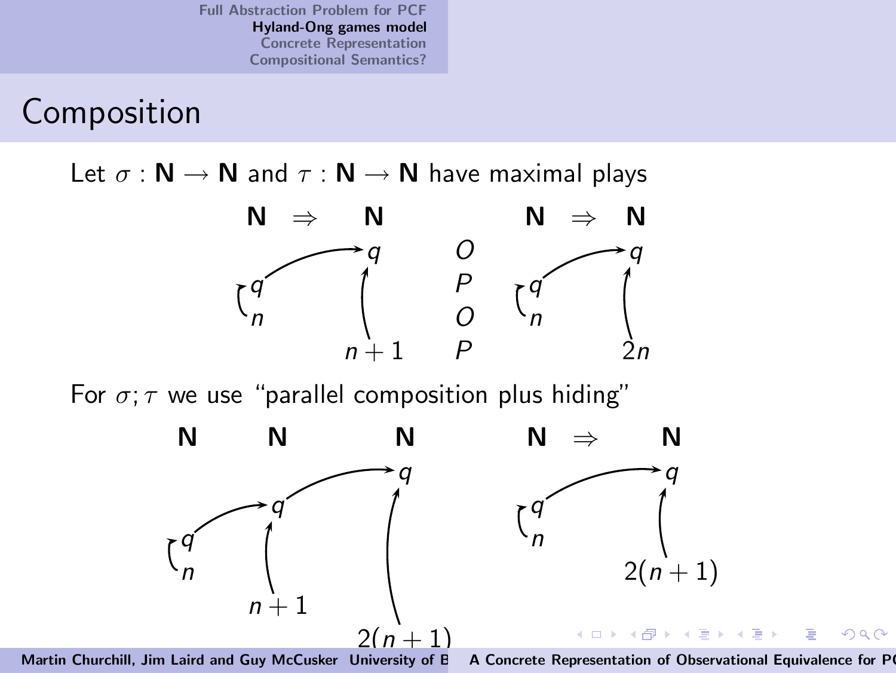# Composition

Let $\sigma : \mathbf{N} \rightarrow \mathbf{N}$ and $\tau : \mathbf{N} \rightarrow \mathbf{N}$ have maximal plays

| $\mathbf{N}$ | $\Rightarrow$ | $\mathbf{N}$ | | $\mathbf{N}$ | $\Rightarrow$ | $\mathbf{N}$ |
|---|---|---|---|---|---|---|
| | | $q$ | $O$ | | | $q$ |
| $q$ | | | $P$ | $q$ | | |
| $n$ | | | $O$ | $n$ | | |
| | | $n+1$ | $P$ | | | $2n$ |

For $\sigma;\tau$ we use "parallel composition plus hiding"

| $\mathbf{N}$ | $\mathbf{N}$ | $\mathbf{N}$ |
|---|---|---|
| | | $q$ |
| | $q$ | |
| $q$ | | |
| $n$ | | |
| | $n+1$ | |
| | | $2(n+1)$ |

| $\mathbf{N}$ | $\Rightarrow$ | $\mathbf{N}$ |
|---|---|---|
| | | $q$ |
| $q$ | | |
| $n$ | | |
| | | $2(n+1)$ |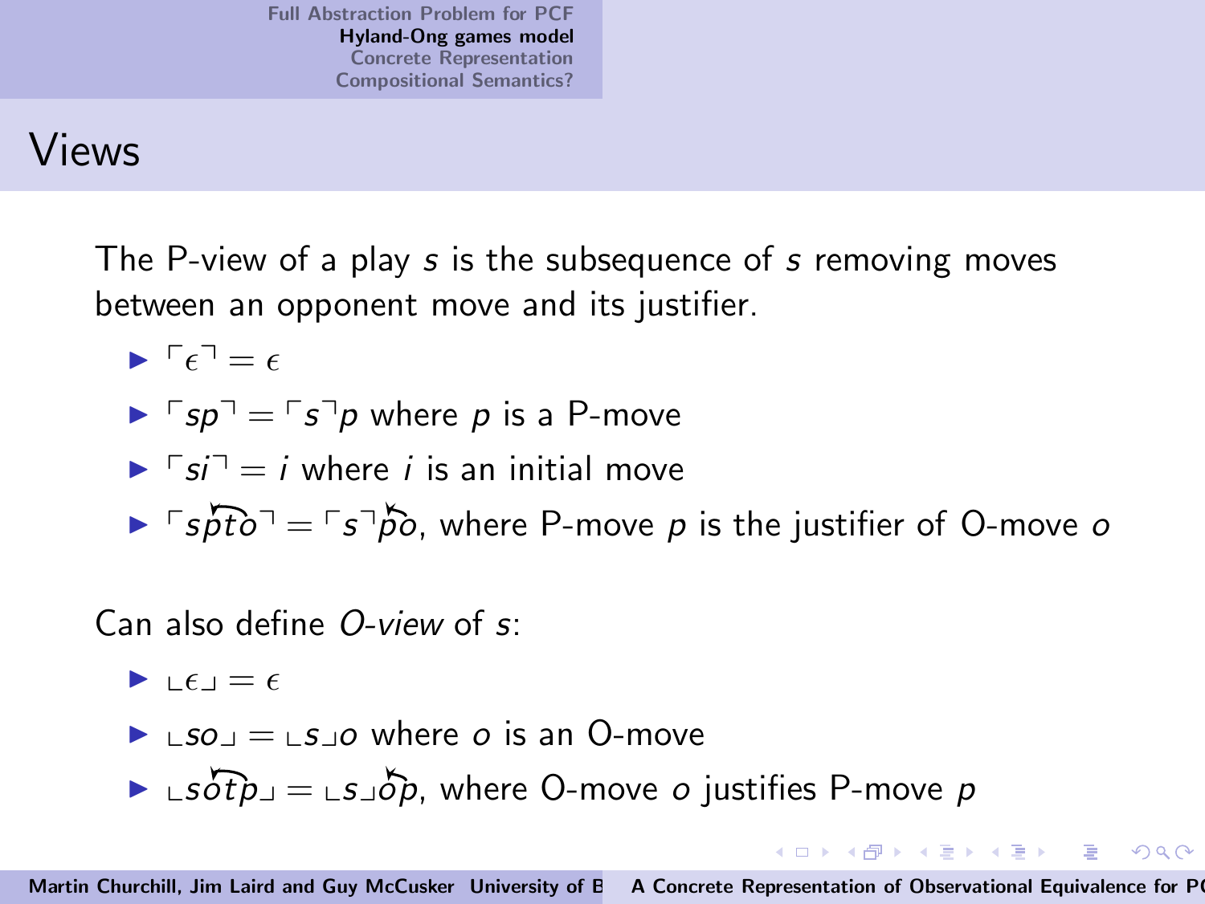# Views

The P-view of a play $s$ is the subsequence of $s$ removing moves between an opponent move and its justifier.

- $\ulcorner \epsilon \urcorner = \epsilon$
- $\ulcorner sp \urcorner = \ulcorner s \urcorner p$ where $p$ is a P-move
- $\ulcorner si \urcorner = i$ where $i$ is an initial move
- $\ulcorner s\overset{\frown}{pto} \urcorner = \ulcorner s \urcorner \overset{\frown}{po}$, where P-move $p$ is the justifier of O-move $o$

Can also define *O-view* of $s$:

- $\llcorner \epsilon \lrcorner = \epsilon$
- $\llcorner so \lrcorner = \llcorner s \lrcorner o$ where $o$ is an O-move
- $\llcorner s\overset{\frown}{otp} \lrcorner = \llcorner s \lrcorner \overset{\frown}{op}$, where O-move $o$ justifies P-move $p$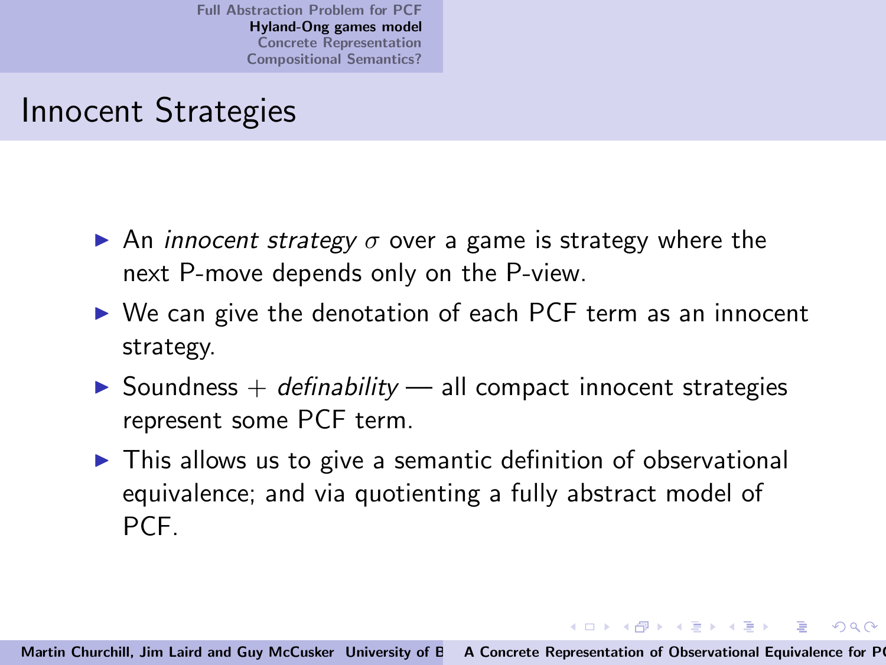# Innocent Strategies

- An *innocent strategy* $\sigma$ over a game is strategy where the next P-move depends only on the P-view.
- We can give the denotation of each PCF term as an innocent strategy.
- Soundness + *definability* — all compact innocent strategies represent some PCF term.
- This allows us to give a semantic definition of observational equivalence; and via quotienting a fully abstract model of PCF.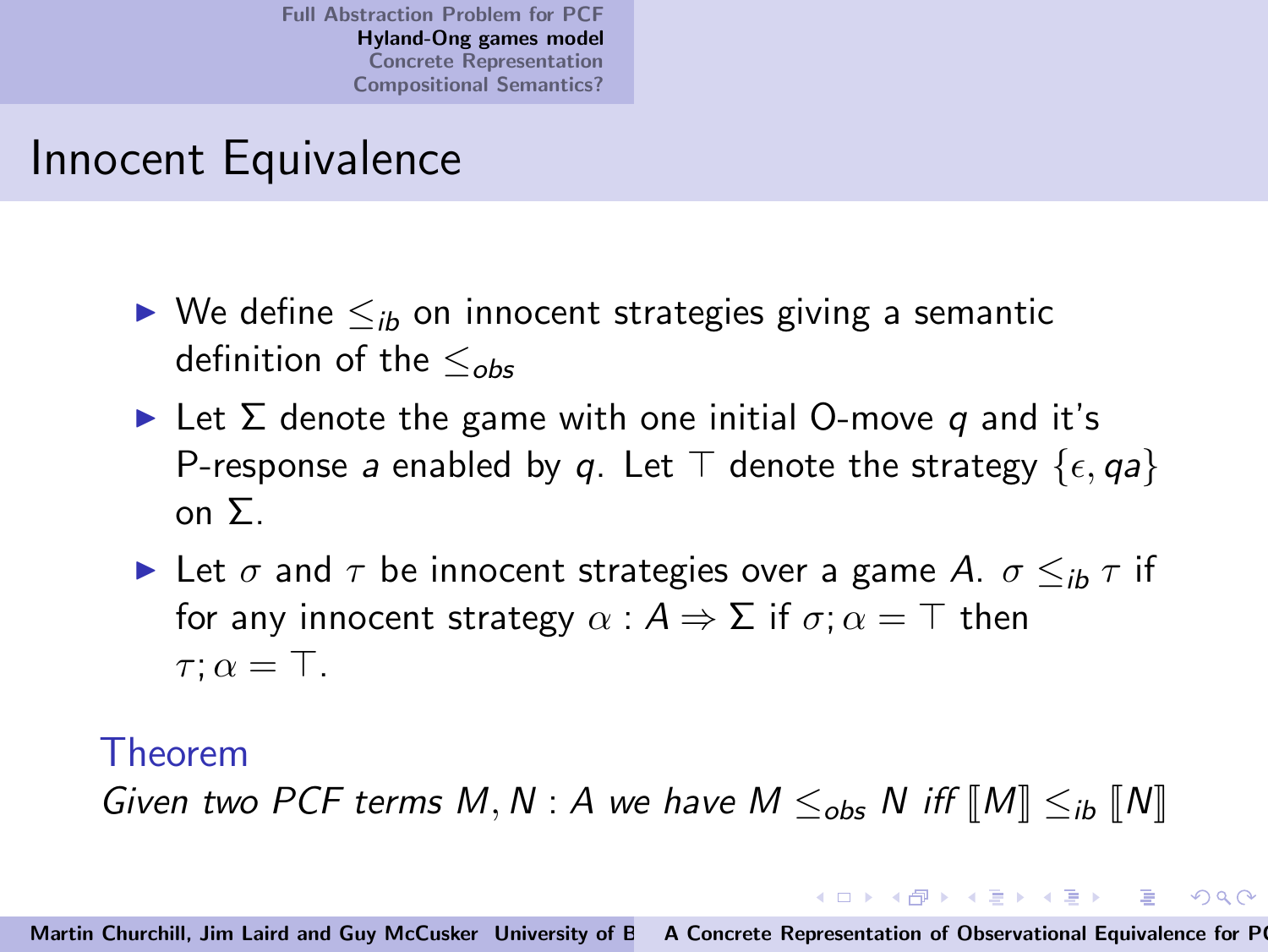# Innocent Equivalence

- We define $\leq_{ib}$ on innocent strategies giving a semantic definition of the $\leq_{obs}$
- Let $\Sigma$ denote the game with one initial O-move $q$ and it's P-response $a$ enabled by $q$. Let $\top$ denote the strategy $\{\epsilon, qa\}$ on $\Sigma$.
- Let $\sigma$ and $\tau$ be innocent strategies over a game $A$. $\sigma \leq_{ib} \tau$ if for any innocent strategy $\alpha : A \Rightarrow \Sigma$ if $\sigma; \alpha = \top$ then $\tau; \alpha = \top$.

**Theorem**

*Given two PCF terms $M, N : A$ we have $M \leq_{obs} N$ iff $[\![M]\!] \leq_{ib} [\![N]\!]$*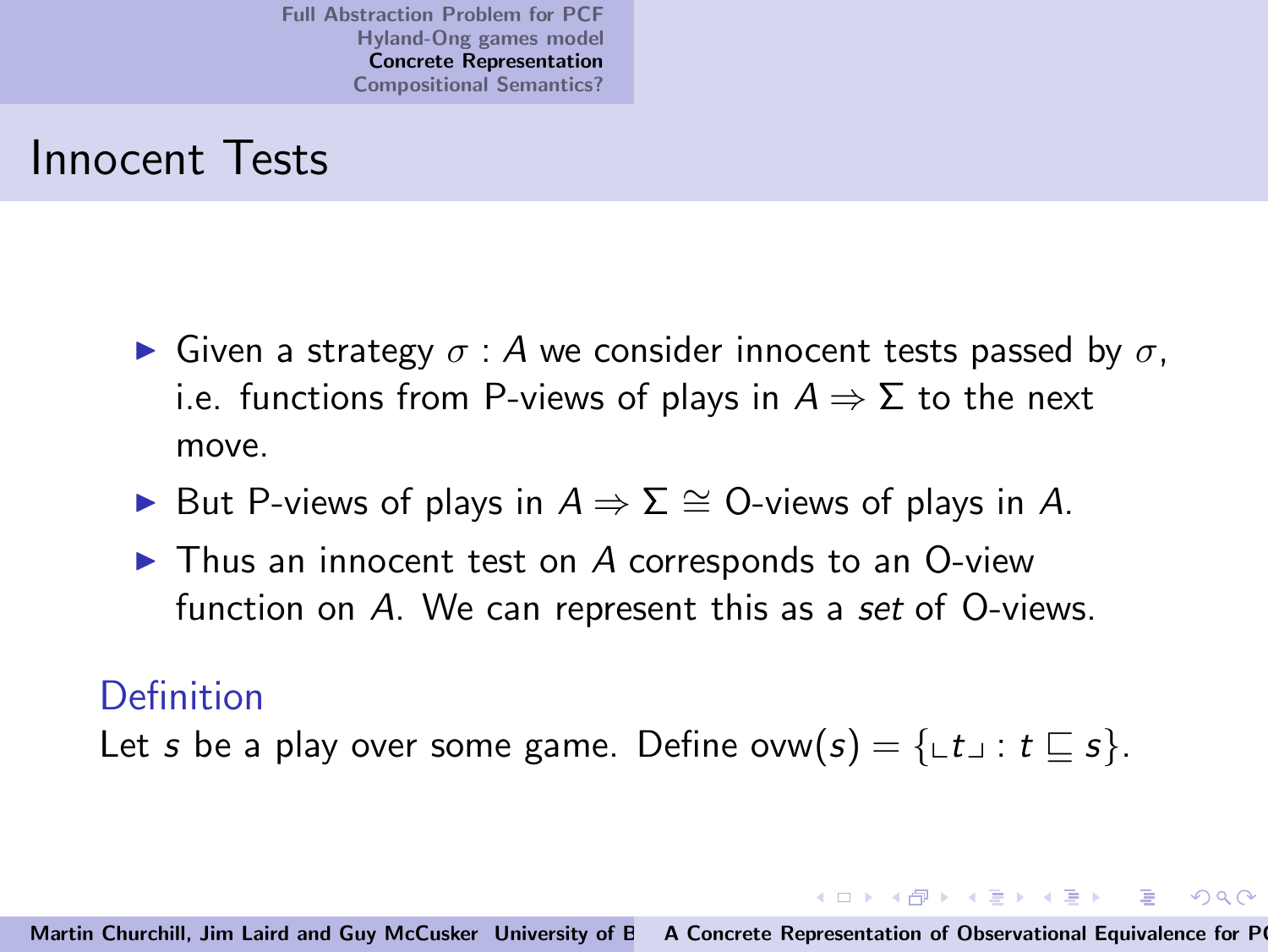# Innocent Tests

- Given a strategy $\sigma : A$ we consider innocent tests passed by $\sigma$, i.e. functions from P-views of plays in $A \Rightarrow \Sigma$ to the next move.
- But P-views of plays in $A \Rightarrow \Sigma \cong$ O-views of plays in $A$.
- Thus an innocent test on $A$ corresponds to an O-view function on $A$. We can represent this as a *set* of O-views.

**Definition**

Let $s$ be a play over some game. Define $\mathrm{ovw}(s) = \{\llcorner t \lrcorner : t \sqsubseteq s\}$.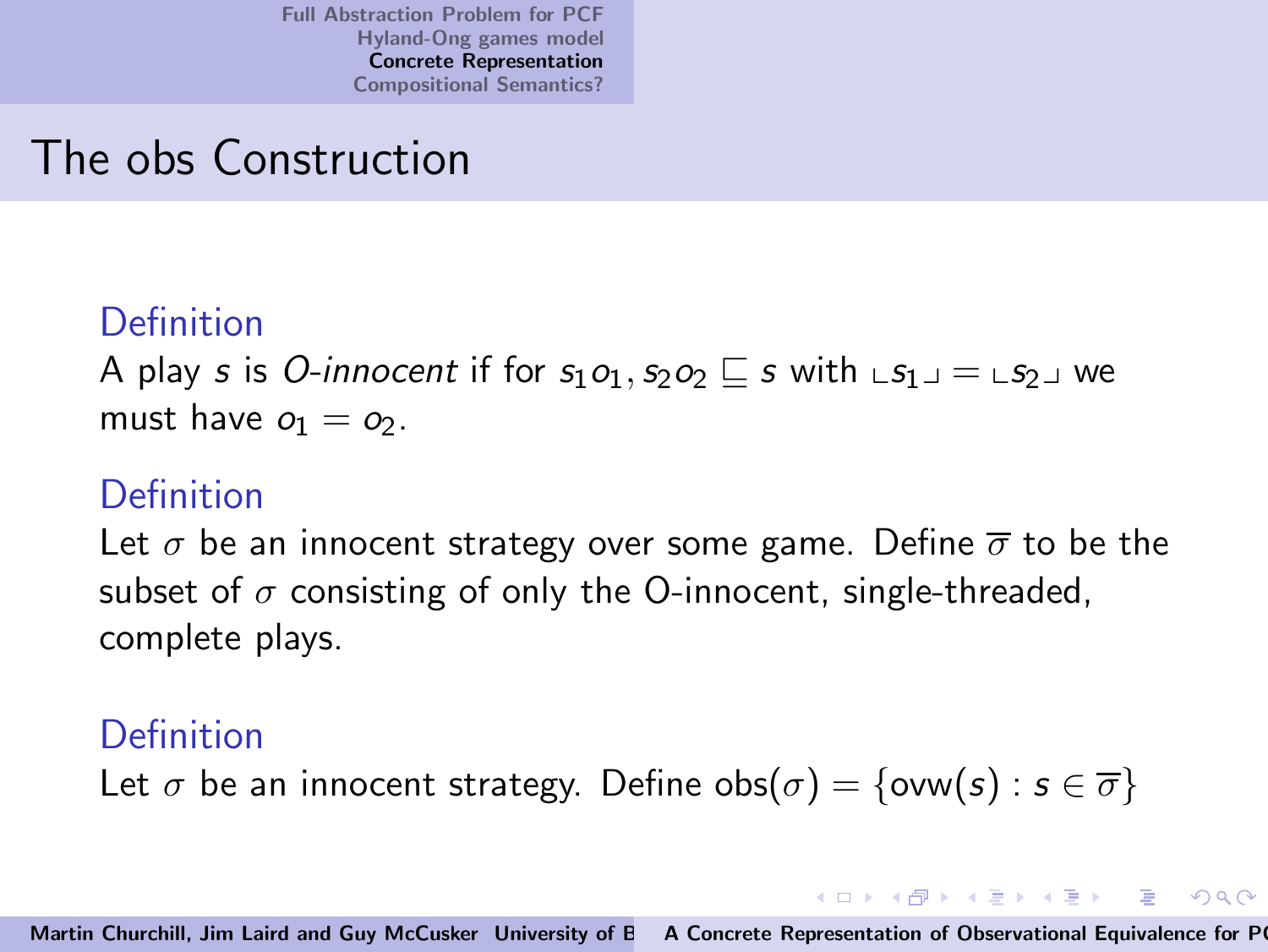# The obs Construction

**Definition**

A play $s$ is *O-innocent* if for $s_1 o_1, s_2 o_2 \sqsubseteq s$ with $\llcorner s_1 \lrcorner = \llcorner s_2 \lrcorner$ we must have $o_1 = o_2$.

**Definition**

Let $\sigma$ be an innocent strategy over some game. Define $\overline{\sigma}$ to be the subset of $\sigma$ consisting of only the O-innocent, single-threaded, complete plays.

**Definition**

Let $\sigma$ be an innocent strategy. Define $\text{obs}(\sigma) = \{\text{ovw}(s) : s \in \overline{\sigma}\}$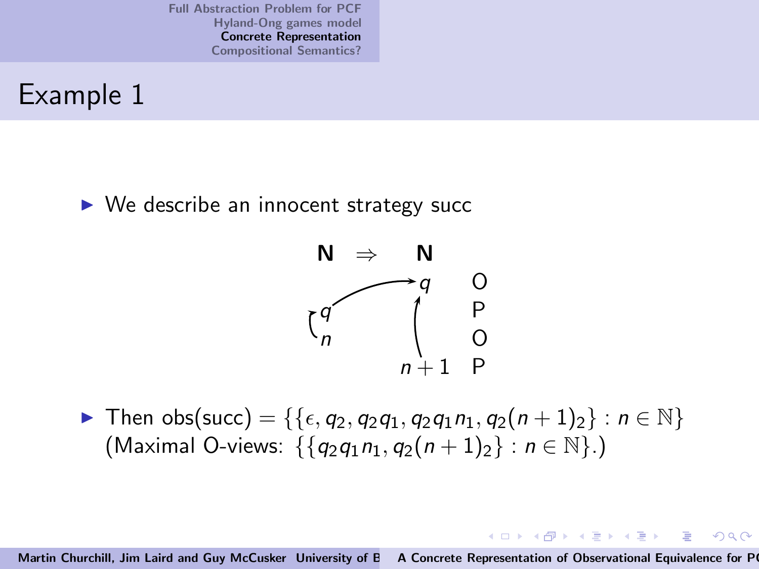# Example 1

- We describe an innocent strategy succ

$$
\begin{array}{ccc}
\mathbf{N} & \Rightarrow & \mathbf{N} \\
 & & q \quad O \\
q & & \quad\; P \\
n & & \quad\; O \\
 & & n+1 \quad P
\end{array}
$$

- Then $\text{obs}(\text{succ}) = \{\{\epsilon, q_2, q_2 q_1, q_2 q_1 n_1, q_2(n+1)_2\} : n \in \mathbb{N}\}$ (Maximal O-views: $\{\{q_2 q_1 n_1, q_2(n+1)_2\} : n \in \mathbb{N}\}$.)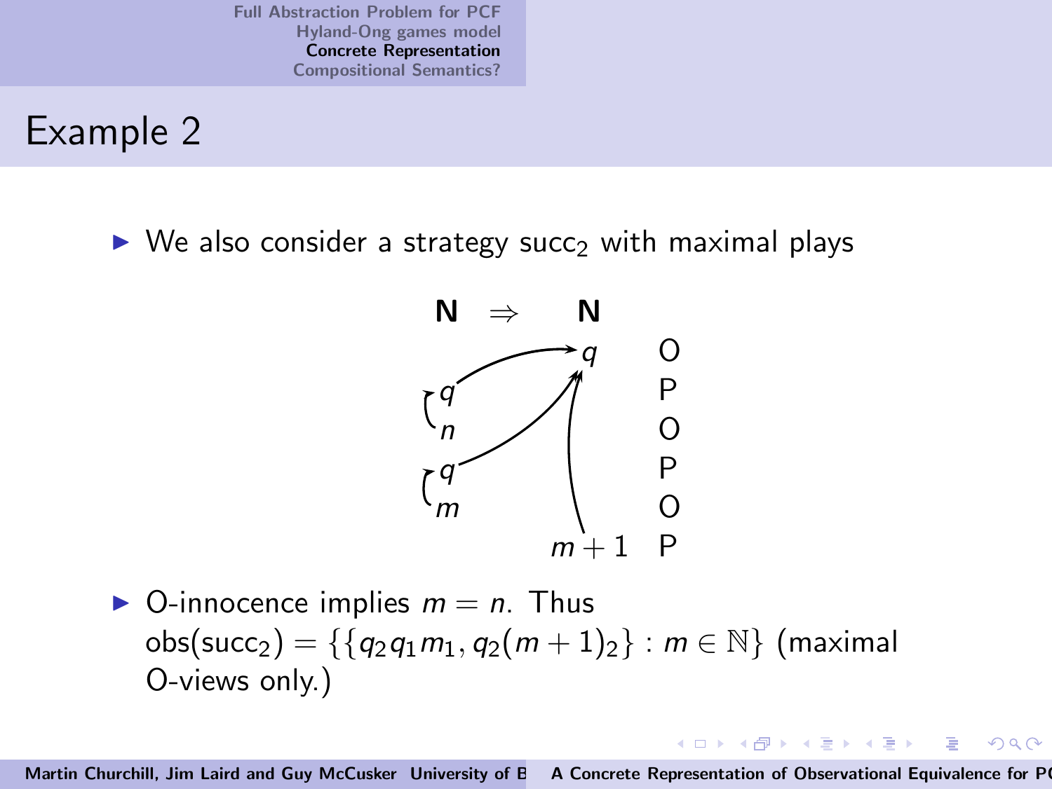## Example 2

- We also consider a strategy $\mathsf{succ}_2$ with maximal plays

$$
\begin{array}{cccc}
\mathbf{N} & \Rightarrow & \mathbf{N} & \\
 & & q & O \\
q & & & P \\
n & & & O \\
q & & & P \\
m & & & O \\
 & & m+1 & P
\end{array}
$$

- O-innocence implies $m = n$. Thus $\mathsf{obs}(\mathsf{succ}_2) = \{\{q_2 q_1 m_1, q_2 (m+1)_2\} : m \in \mathbb{N}\}$ (maximal O-views only.)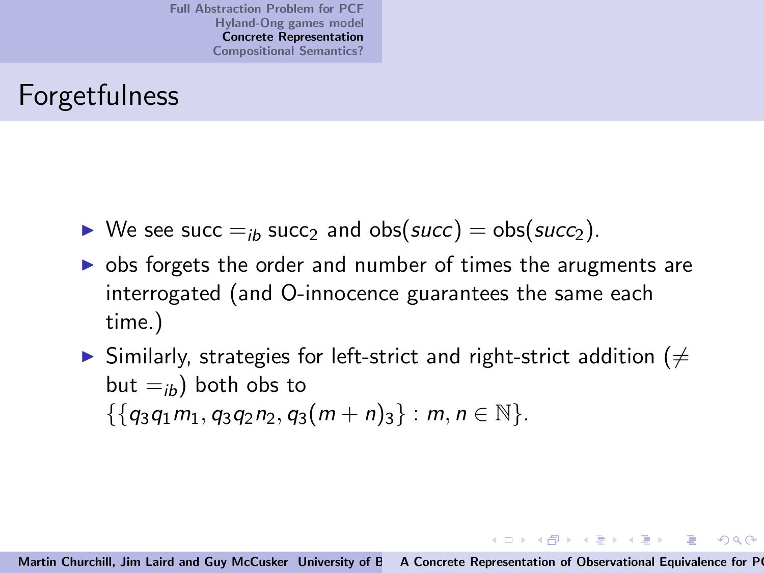# Forgetfulness

- We see succ $=_{ib}$ $\text{succ}_2$ and $\text{obs}(\mathit{succ}) = \text{obs}(\mathit{succ}_2)$.
- obs forgets the order and number of times the arugments are interrogated (and O-innocence guarantees the same each time.)
- Similarly, strategies for left-strict and right-strict addition ($\neq$ but $=_{ib}$) both obs to $\{\{q_3 q_1 m_1, q_3 q_2 n_2, q_3 (m+n)_3\} : m, n \in \mathbb{N}\}$.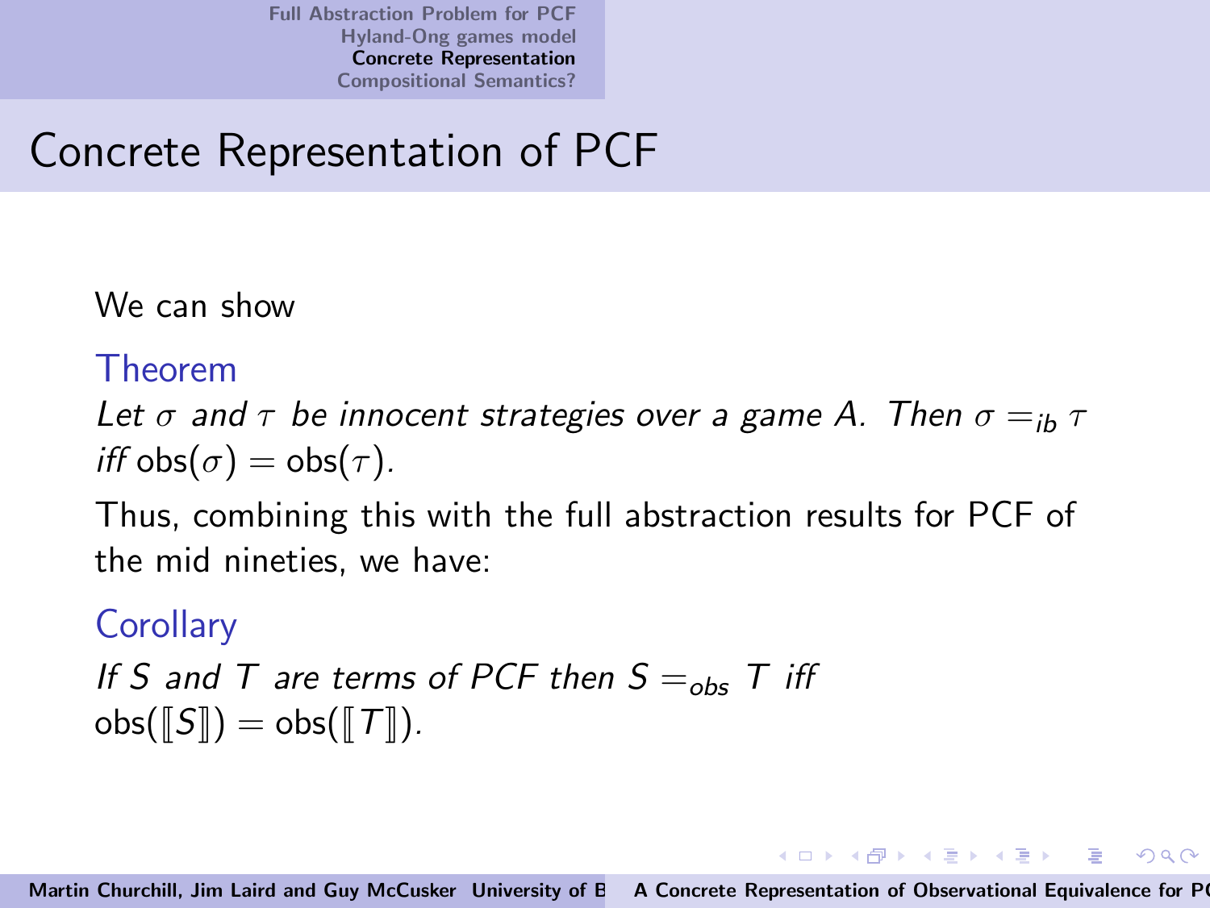# Concrete Representation of PCF

We can show

**Theorem**

*Let $\sigma$ and $\tau$ be innocent strategies over a game $A$. Then $\sigma =_{ib} \tau$ iff $\text{obs}(\sigma) = \text{obs}(\tau)$.*

Thus, combining this with the full abstraction results for PCF of the mid nineties, we have:

**Corollary**

*If $S$ and $T$ are terms of PCF then $S =_{obs} T$ iff $\text{obs}([\![S]\!]) = \text{obs}([\![T]\!])$.*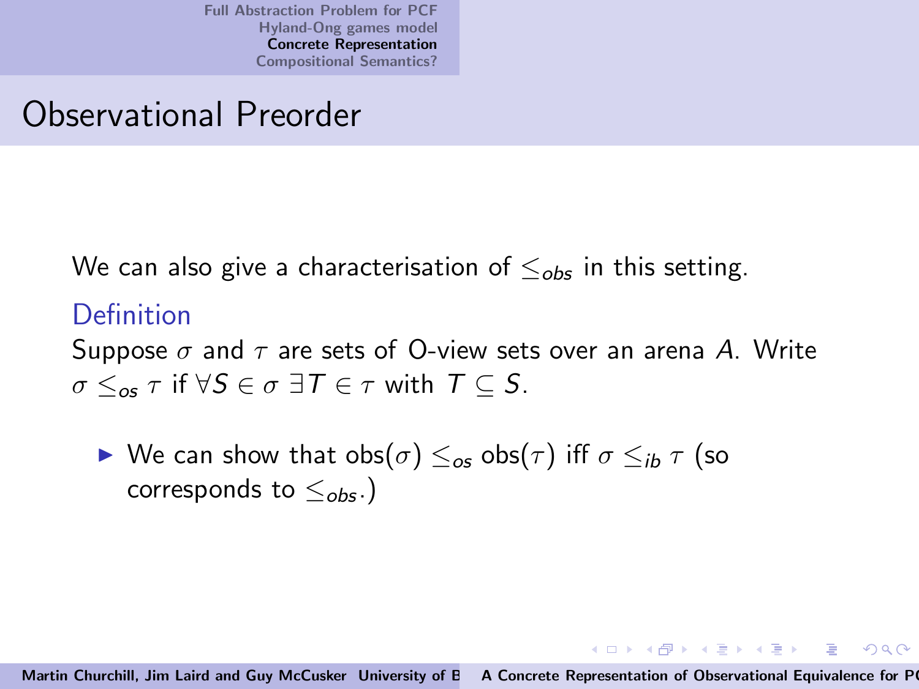# Observational Preorder

We can also give a characterisation of $\leq_{obs}$ in this setting.

**Definition**

Suppose $\sigma$ and $\tau$ are sets of O-view sets over an arena $A$. Write $\sigma \leq_{os} \tau$ if $\forall S \in \sigma \; \exists T \in \tau$ with $T \subseteq S$.

- We can show that $\text{obs}(\sigma) \leq_{os} \text{obs}(\tau)$ iff $\sigma \leq_{ib} \tau$ (so corresponds to $\leq_{obs}$.)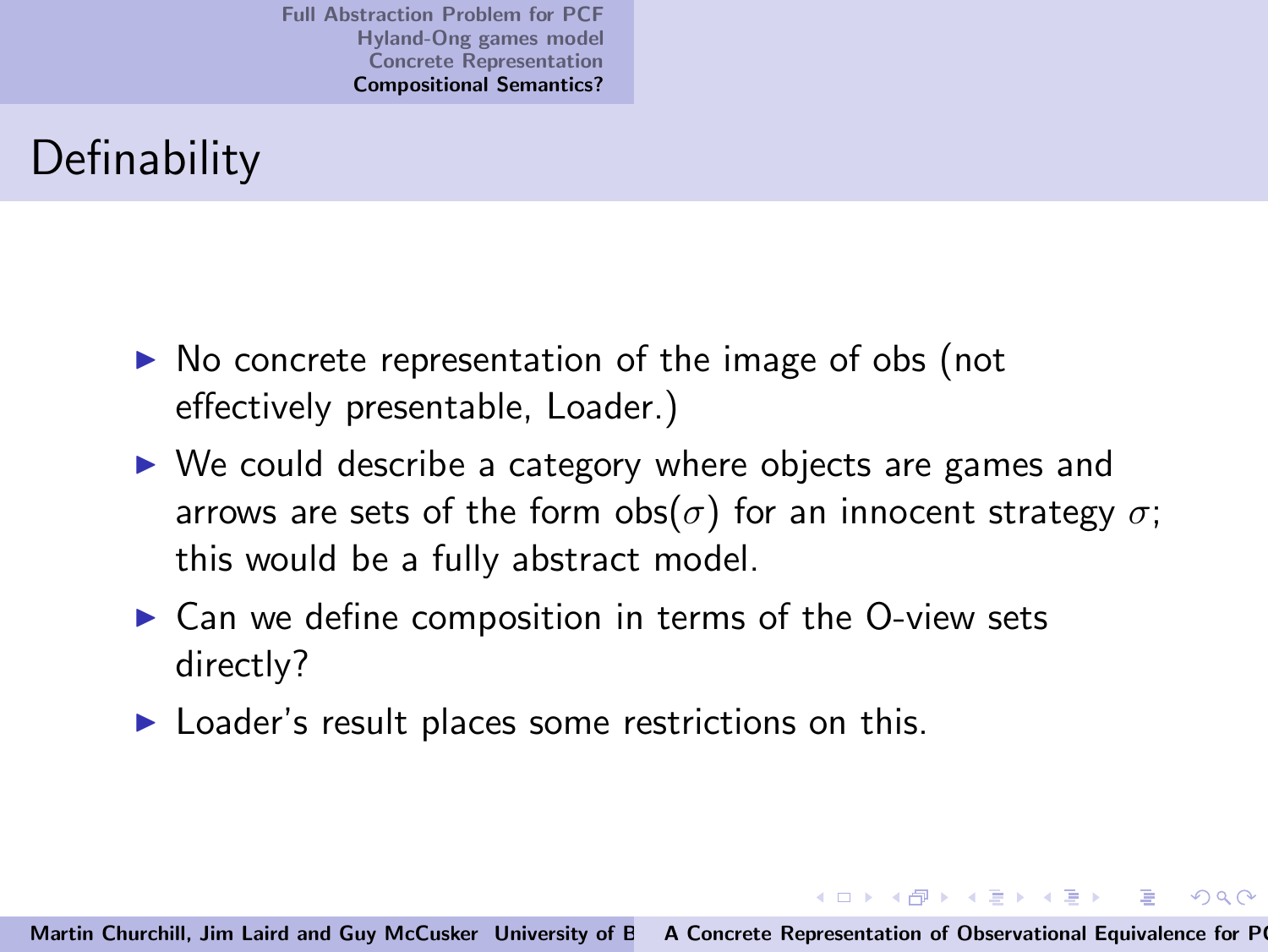# Definability

- No concrete representation of the image of obs (not effectively presentable, Loader.)
- We could describe a category where objects are games and arrows are sets of the form obs($\sigma$) for an innocent strategy $\sigma$; this would be a fully abstract model.
- Can we define composition in terms of the O-view sets directly?
- Loader's result places some restrictions on this.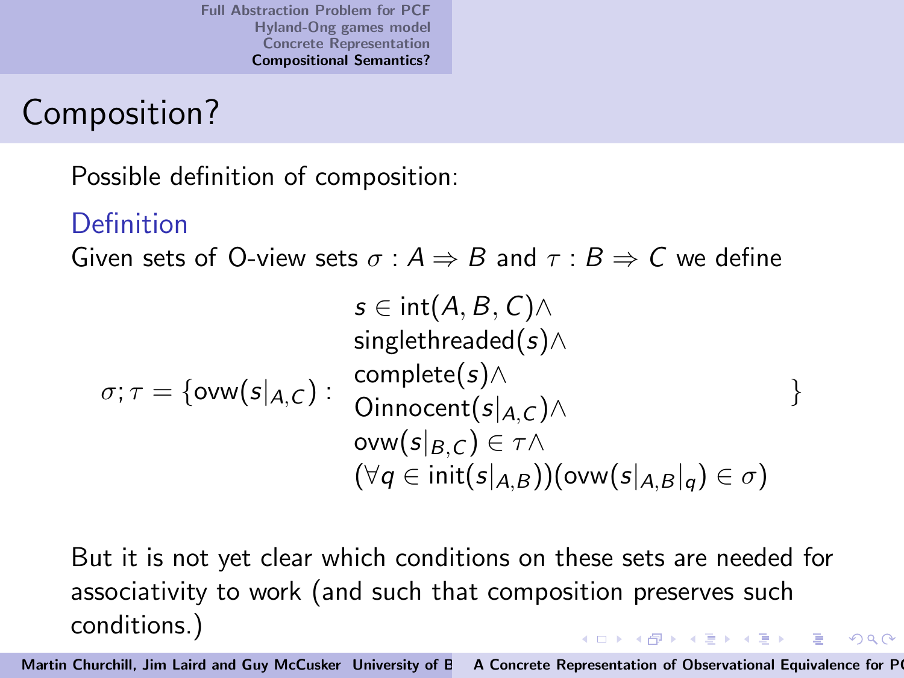# Composition?

Possible definition of composition:

**Definition**

Given sets of O-view sets $\sigma : A \Rightarrow B$ and $\tau : B \Rightarrow C$ we define

$$
\sigma;\tau = \{\mathrm{ovw}(s|_{A,C}) : \begin{array}{l} s \in \mathrm{int}(A,B,C) \wedge \\ \mathrm{singlethreaded}(s) \wedge \\ \mathrm{complete}(s) \wedge \\ \mathrm{Oinnocent}(s|_{A,C}) \wedge \\ \mathrm{ovw}(s|_{B,C}) \in \tau \wedge \\ (\forall q \in \mathrm{init}(s|_{A,B}))(\mathrm{ovw}(s|_{A,B}|_q) \in \sigma) \end{array} \}
$$

But it is not yet clear which conditions on these sets are needed for associativity to work (and such that composition preserves such conditions.)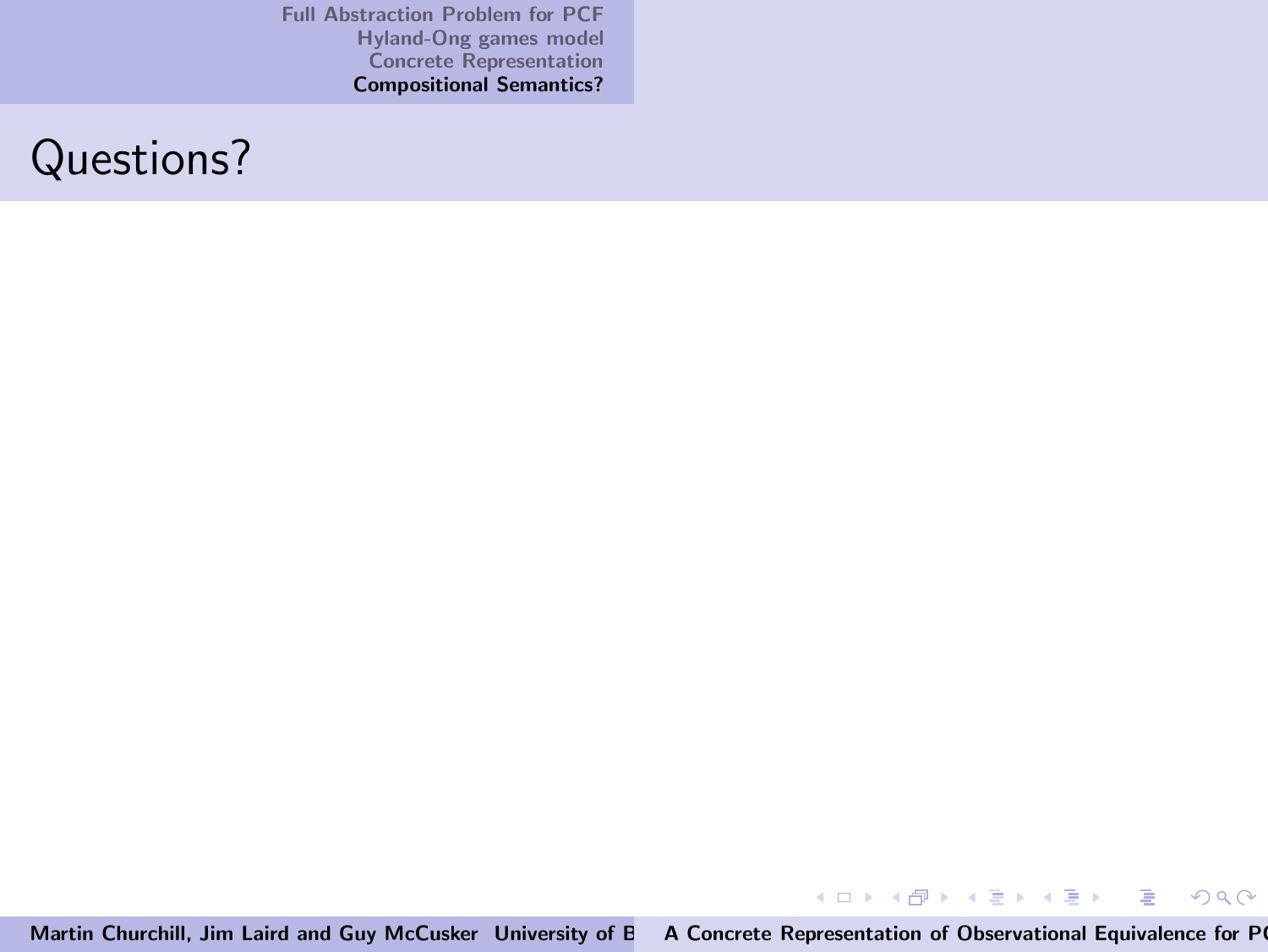# Questions?